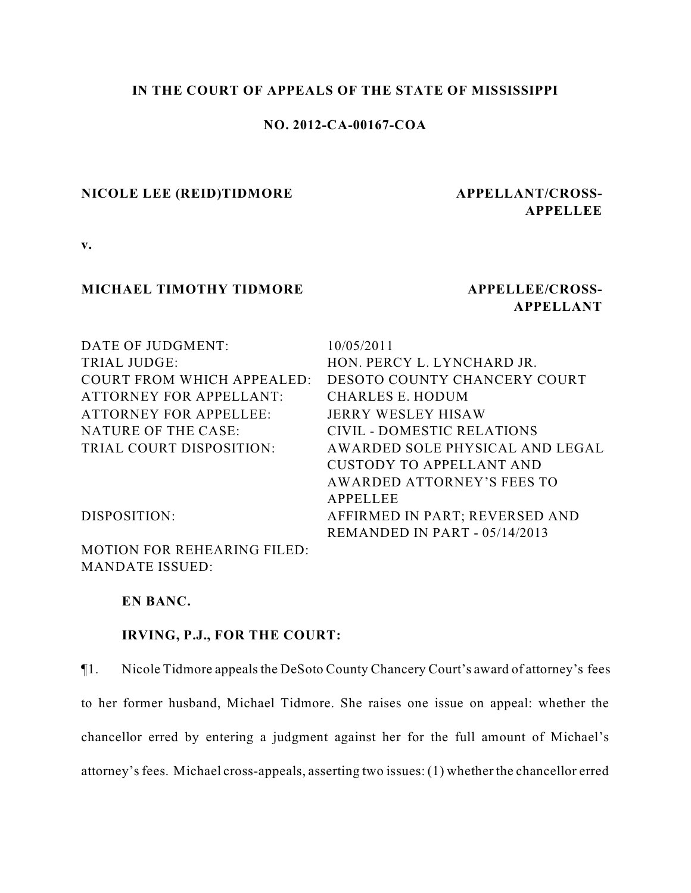**IN THE COURT OF APPEALS OF THE STATE OF MISSISSIPPI**

**NO. 2012-CA-00167-COA**

**NICOLE LEE (REID)TIDMORE** — **APPELLANT/CROSS-APPELLEE**

**v.**

**MICHAEL TIMOTHY TIDMORE** — **APPELLEE/CROSS-APPELLANT**

| | |
|---|---|
| DATE OF JUDGMENT: | 10/05/2011 |
| TRIAL JUDGE: | HON. PERCY L. LYNCHARD JR. |
| COURT FROM WHICH APPEALED: | DESOTO COUNTY CHANCERY COURT |
| ATTORNEY FOR APPELLANT: | CHARLES E. HODUM |
| ATTORNEY FOR APPELLEE: | JERRY WESLEY HISAW |
| NATURE OF THE CASE: | CIVIL - DOMESTIC RELATIONS |
| TRIAL COURT DISPOSITION: | AWARDED SOLE PHYSICAL AND LEGAL CUSTODY TO APPELLANT AND AWARDED ATTORNEY'S FEES TO APPELLEE |
| DISPOSITION: | AFFIRMED IN PART; REVERSED AND REMANDED IN PART - 05/14/2013 |
| MOTION FOR REHEARING FILED: | |
| MANDATE ISSUED: | |

**EN BANC.**

**IRVING, P.J., FOR THE COURT:**

¶1. Nicole Tidmore appeals the DeSoto County Chancery Court's award of attorney's fees to her former husband, Michael Tidmore. She raises one issue on appeal: whether the chancellor erred by entering a judgment against her for the full amount of Michael's attorney's fees. Michael cross-appeals, asserting two issues: (1) whether the chancellor erred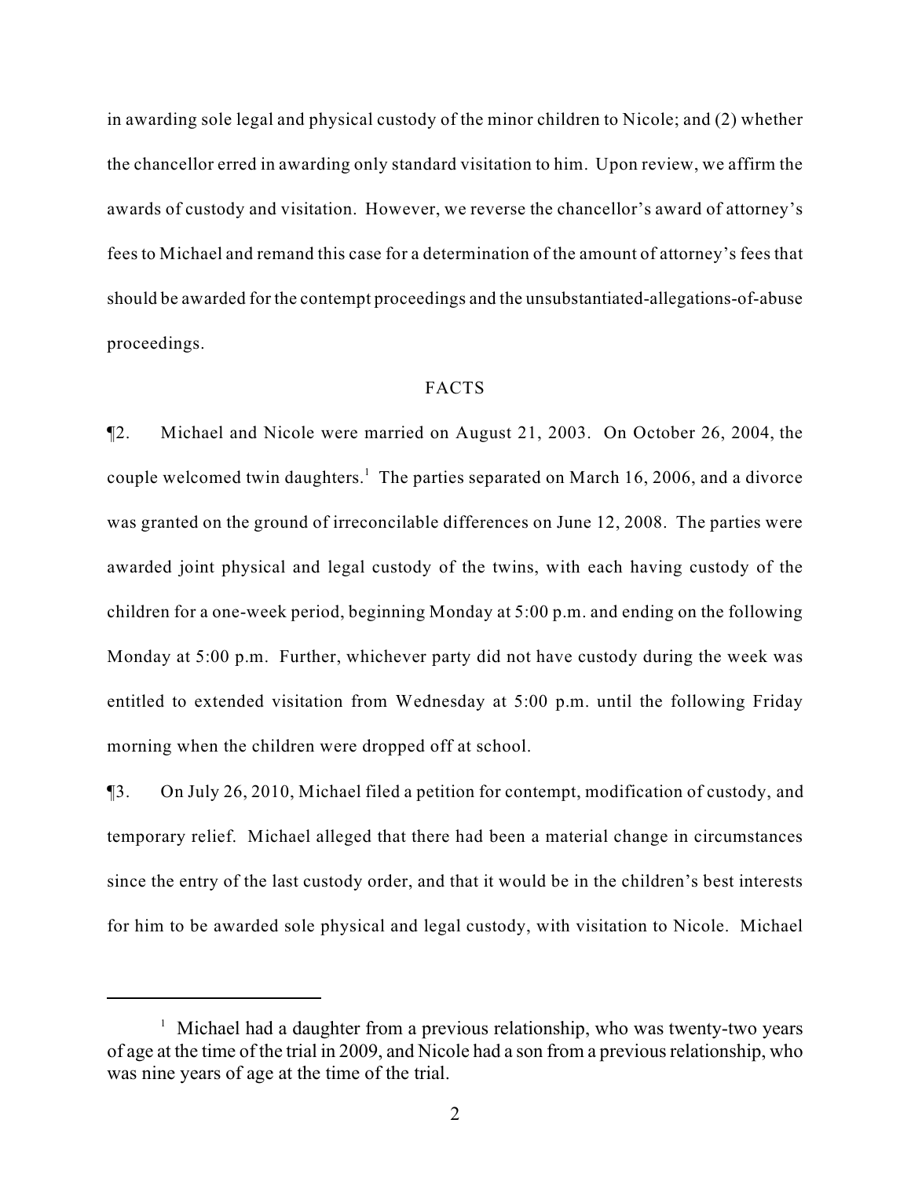in awarding sole legal and physical custody of the minor children to Nicole; and (2) whether the chancellor erred in awarding only standard visitation to him. Upon review, we affirm the awards of custody and visitation. However, we reverse the chancellor's award of attorney's fees to Michael and remand this case for a determination of the amount of attorney's fees that should be awarded for the contempt proceedings and the unsubstantiated-allegations-of-abuse proceedings.

## FACTS

¶2. Michael and Nicole were married on August 21, 2003. On October 26, 2004, the couple welcomed twin daughters.[1] The parties separated on March 16, 2006, and a divorce was granted on the ground of irreconcilable differences on June 12, 2008. The parties were awarded joint physical and legal custody of the twins, with each having custody of the children for a one-week period, beginning Monday at 5:00 p.m. and ending on the following Monday at 5:00 p.m. Further, whichever party did not have custody during the week was entitled to extended visitation from Wednesday at 5:00 p.m. until the following Friday morning when the children were dropped off at school.

¶3. On July 26, 2010, Michael filed a petition for contempt, modification of custody, and temporary relief. Michael alleged that there had been a material change in circumstances since the entry of the last custody order, and that it would be in the children's best interests for him to be awarded sole physical and legal custody, with visitation to Nicole. Michael

---

[1] Michael had a daughter from a previous relationship, who was twenty-two years of age at the time of the trial in 2009, and Nicole had a son from a previous relationship, who was nine years of age at the time of the trial.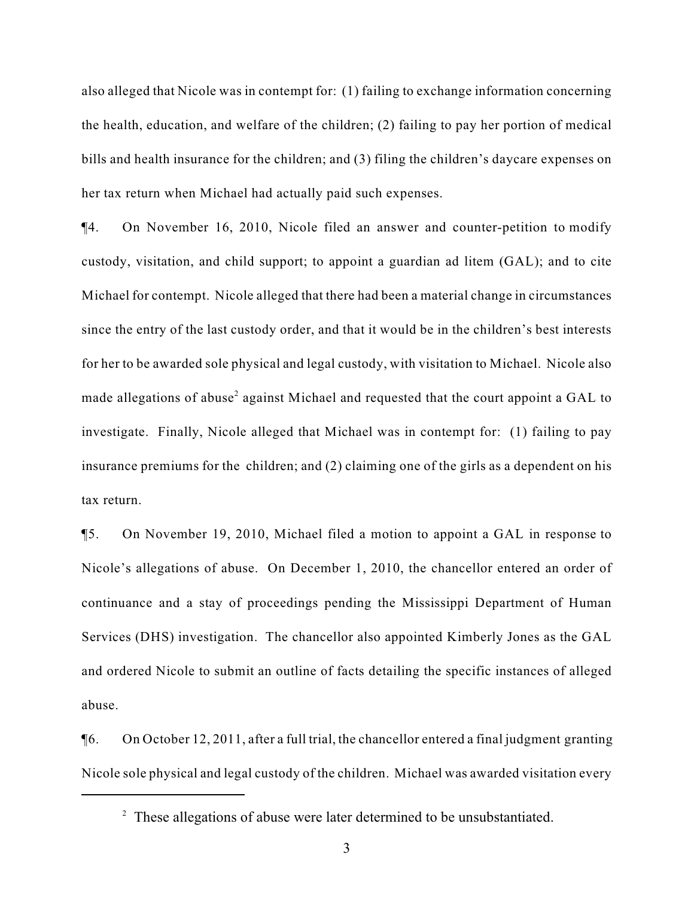also alleged that Nicole was in contempt for: (1) failing to exchange information concerning the health, education, and welfare of the children; (2) failing to pay her portion of medical bills and health insurance for the children; and (3) filing the children's daycare expenses on her tax return when Michael had actually paid such expenses.

¶4. On November 16, 2010, Nicole filed an answer and counter-petition to modify custody, visitation, and child support; to appoint a guardian ad litem (GAL); and to cite Michael for contempt. Nicole alleged that there had been a material change in circumstances since the entry of the last custody order, and that it would be in the children's best interests for her to be awarded sole physical and legal custody, with visitation to Michael. Nicole also made allegations of abuse[2] against Michael and requested that the court appoint a GAL to investigate. Finally, Nicole alleged that Michael was in contempt for: (1) failing to pay insurance premiums for the children; and (2) claiming one of the girls as a dependent on his tax return.

¶5. On November 19, 2010, Michael filed a motion to appoint a GAL in response to Nicole's allegations of abuse. On December 1, 2010, the chancellor entered an order of continuance and a stay of proceedings pending the Mississippi Department of Human Services (DHS) investigation. The chancellor also appointed Kimberly Jones as the GAL and ordered Nicole to submit an outline of facts detailing the specific instances of alleged abuse.

¶6. On October 12, 2011, after a full trial, the chancellor entered a final judgment granting Nicole sole physical and legal custody of the children. Michael was awarded visitation every

[2] These allegations of abuse were later determined to be unsubstantiated.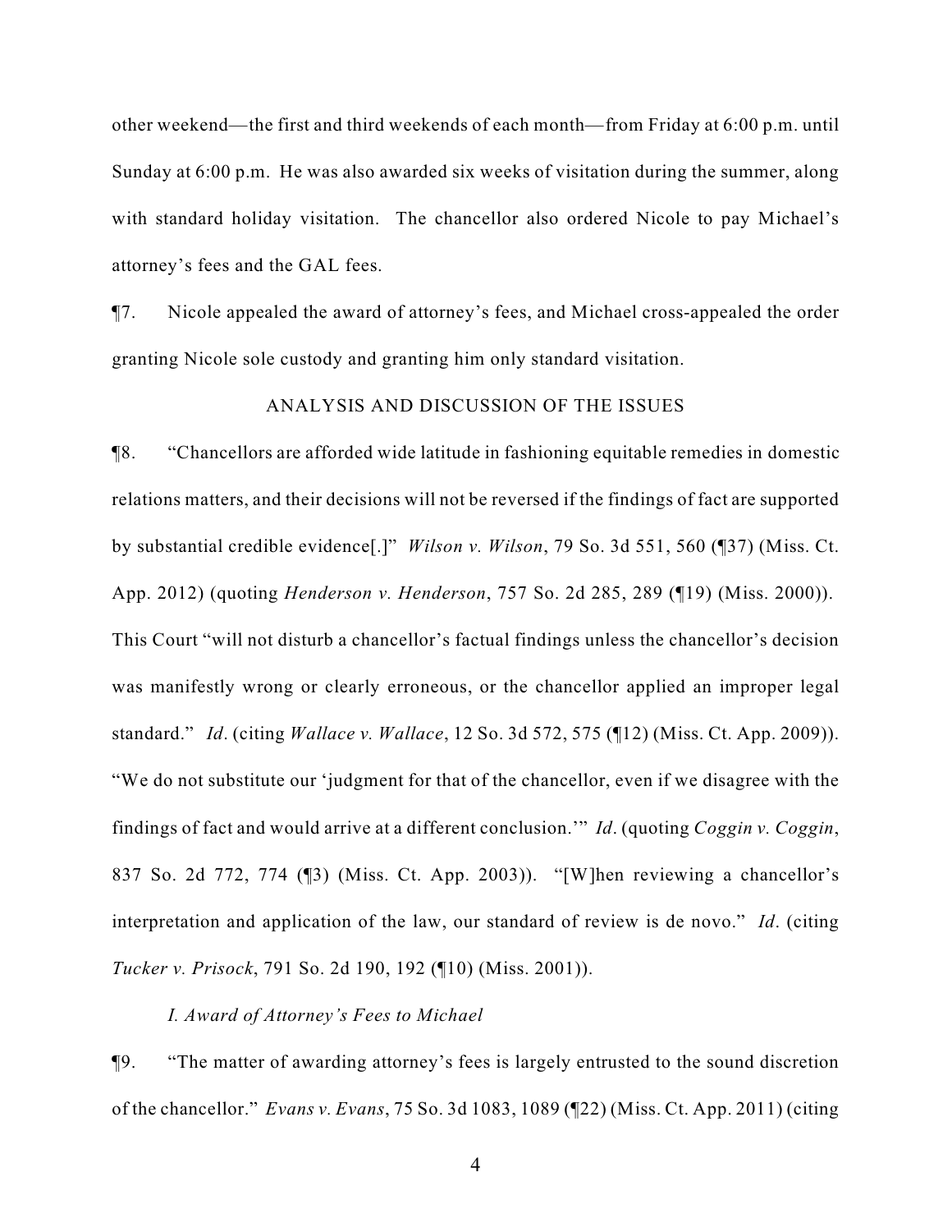other weekend—the first and third weekends of each month—from Friday at 6:00 p.m. until Sunday at 6:00 p.m. He was also awarded six weeks of visitation during the summer, along with standard holiday visitation. The chancellor also ordered Nicole to pay Michael's attorney's fees and the GAL fees.

¶7. Nicole appealed the award of attorney's fees, and Michael cross-appealed the order granting Nicole sole custody and granting him only standard visitation.

ANALYSIS AND DISCUSSION OF THE ISSUES

¶8. "Chancellors are afforded wide latitude in fashioning equitable remedies in domestic relations matters, and their decisions will not be reversed if the findings of fact are supported by substantial credible evidence[.]" *Wilson v. Wilson*, 79 So. 3d 551, 560 (¶37) (Miss. Ct. App. 2012) (quoting *Henderson v. Henderson*, 757 So. 2d 285, 289 (¶19) (Miss. 2000)). This Court "will not disturb a chancellor's factual findings unless the chancellor's decision was manifestly wrong or clearly erroneous, or the chancellor applied an improper legal standard." *Id*. (citing *Wallace v. Wallace*, 12 So. 3d 572, 575 (¶12) (Miss. Ct. App. 2009)). "We do not substitute our 'judgment for that of the chancellor, even if we disagree with the findings of fact and would arrive at a different conclusion.'" *Id*. (quoting *Coggin v. Coggin*, 837 So. 2d 772, 774 (¶3) (Miss. Ct. App. 2003)). "[W]hen reviewing a chancellor's interpretation and application of the law, our standard of review is de novo." *Id*. (citing *Tucker v. Prisock*, 791 So. 2d 190, 192 (¶10) (Miss. 2001)).

*I. Award of Attorney's Fees to Michael*

¶9. "The matter of awarding attorney's fees is largely entrusted to the sound discretion of the chancellor." *Evans v. Evans*, 75 So. 3d 1083, 1089 (¶22) (Miss. Ct. App. 2011) (citing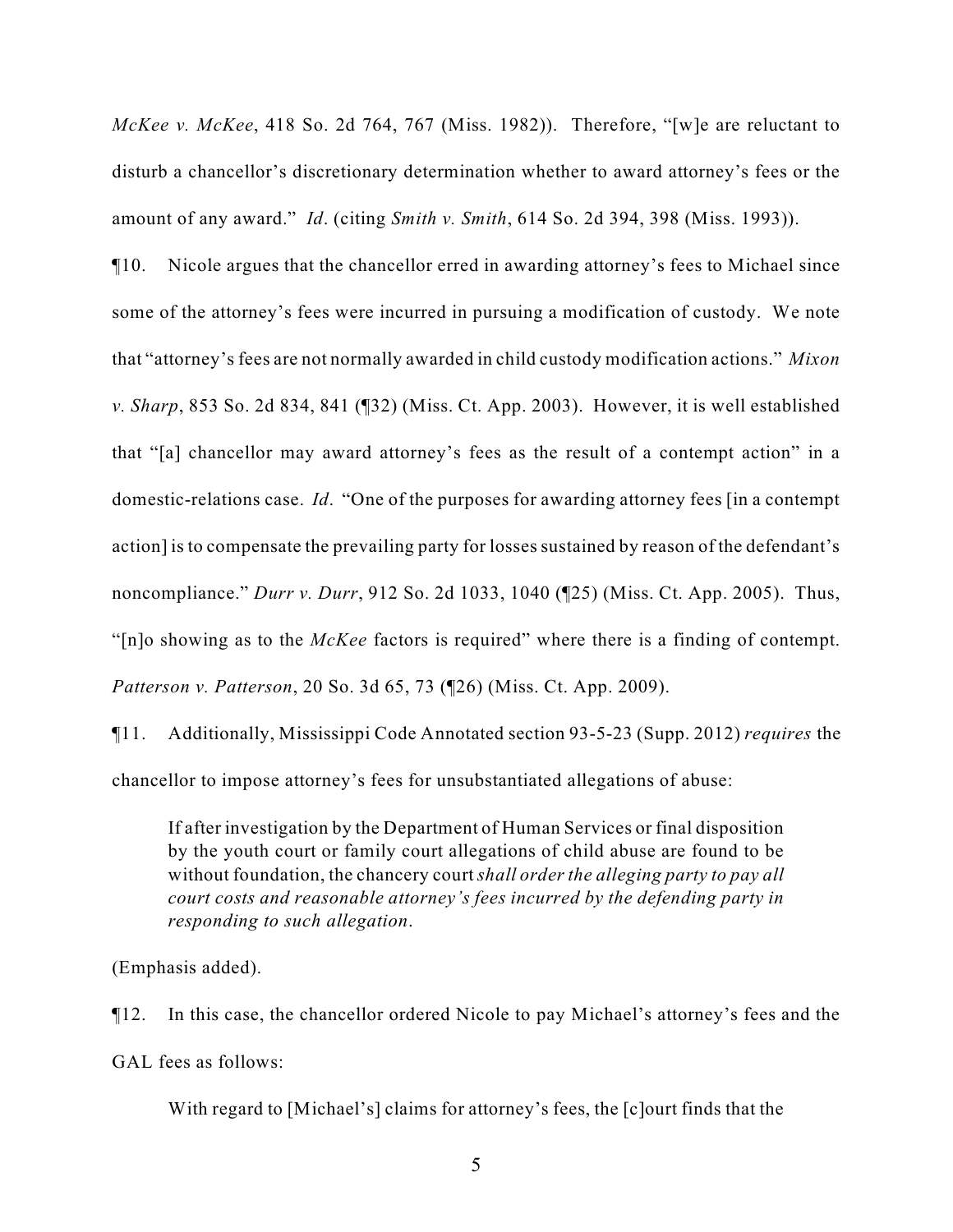*McKee v. McKee*, 418 So. 2d 764, 767 (Miss. 1982)). Therefore, "[w]e are reluctant to disturb a chancellor's discretionary determination whether to award attorney's fees or the amount of any award." *Id*. (citing *Smith v. Smith*, 614 So. 2d 394, 398 (Miss. 1993)).

¶10. Nicole argues that the chancellor erred in awarding attorney's fees to Michael since some of the attorney's fees were incurred in pursuing a modification of custody. We note that "attorney's fees are not normally awarded in child custody modification actions." *Mixon v. Sharp*, 853 So. 2d 834, 841 (¶32) (Miss. Ct. App. 2003). However, it is well established that "[a] chancellor may award attorney's fees as the result of a contempt action" in a domestic-relations case. *Id*. "One of the purposes for awarding attorney fees [in a contempt action] is to compensate the prevailing party for losses sustained by reason of the defendant's noncompliance." *Durr v. Durr*, 912 So. 2d 1033, 1040 (¶25) (Miss. Ct. App. 2005). Thus, "[n]o showing as to the *McKee* factors is required" where there is a finding of contempt. *Patterson v. Patterson*, 20 So. 3d 65, 73 (¶26) (Miss. Ct. App. 2009).

¶11. Additionally, Mississippi Code Annotated section 93-5-23 (Supp. 2012) *requires* the chancellor to impose attorney's fees for unsubstantiated allegations of abuse:

> If after investigation by the Department of Human Services or final disposition by the youth court or family court allegations of child abuse are found to be without foundation, the chancery court *shall order the alleging party to pay all court costs and reasonable attorney's fees incurred by the defending party in responding to such allegation*.

(Emphasis added).

¶12. In this case, the chancellor ordered Nicole to pay Michael's attorney's fees and the GAL fees as follows:

> With regard to [Michael's] claims for attorney's fees, the [c]ourt finds that the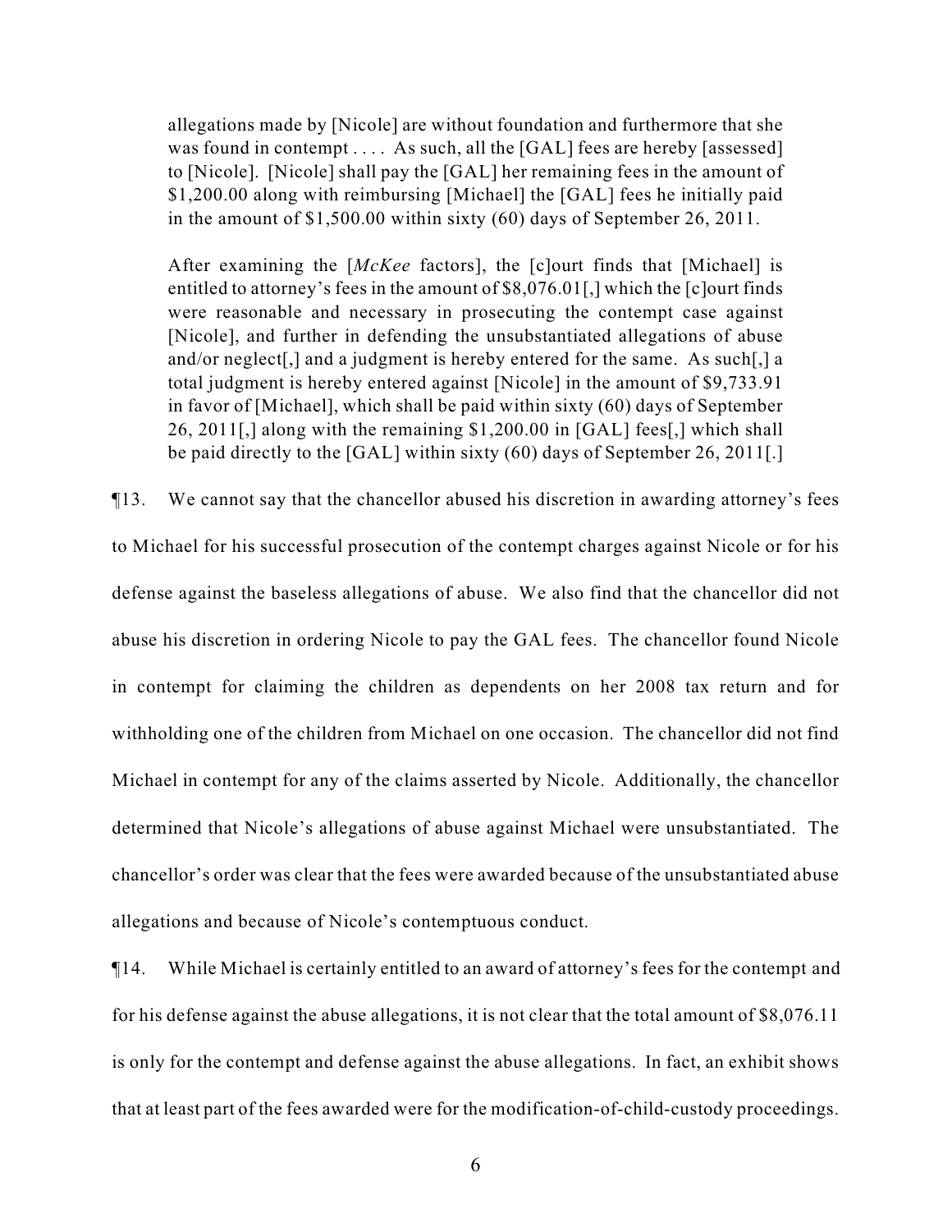> allegations made by [Nicole] are without foundation and furthermore that she was found in contempt . . . . As such, all the [GAL] fees are hereby [assessed] to [Nicole]. [Nicole] shall pay the [GAL] her remaining fees in the amount of $1,200.00 along with reimbursing [Michael] the [GAL] fees he initially paid in the amount of $1,500.00 within sixty (60) days of September 26, 2011.
>
> After examining the [*McKee* factors], the [c]ourt finds that [Michael] is entitled to attorney's fees in the amount of $8,076.01[,] which the [c]ourt finds were reasonable and necessary in prosecuting the contempt case against [Nicole], and further in defending the unsubstantiated allegations of abuse and/or neglect[,] and a judgment is hereby entered for the same. As such[,] a total judgment is hereby entered against [Nicole] in the amount of $9,733.91 in favor of [Michael], which shall be paid within sixty (60) days of September 26, 2011[,] along with the remaining $1,200.00 in [GAL] fees[,] which shall be paid directly to the [GAL] within sixty (60) days of September 26, 2011[.]

¶13. We cannot say that the chancellor abused his discretion in awarding attorney's fees to Michael for his successful prosecution of the contempt charges against Nicole or for his defense against the baseless allegations of abuse. We also find that the chancellor did not abuse his discretion in ordering Nicole to pay the GAL fees. The chancellor found Nicole in contempt for claiming the children as dependents on her 2008 tax return and for withholding one of the children from Michael on one occasion. The chancellor did not find Michael in contempt for any of the claims asserted by Nicole. Additionally, the chancellor determined that Nicole's allegations of abuse against Michael were unsubstantiated. The chancellor's order was clear that the fees were awarded because of the unsubstantiated abuse allegations and because of Nicole's contemptuous conduct.

¶14. While Michael is certainly entitled to an award of attorney's fees for the contempt and for his defense against the abuse allegations, it is not clear that the total amount of $8,076.11 is only for the contempt and defense against the abuse allegations. In fact, an exhibit shows that at least part of the fees awarded were for the modification-of-child-custody proceedings.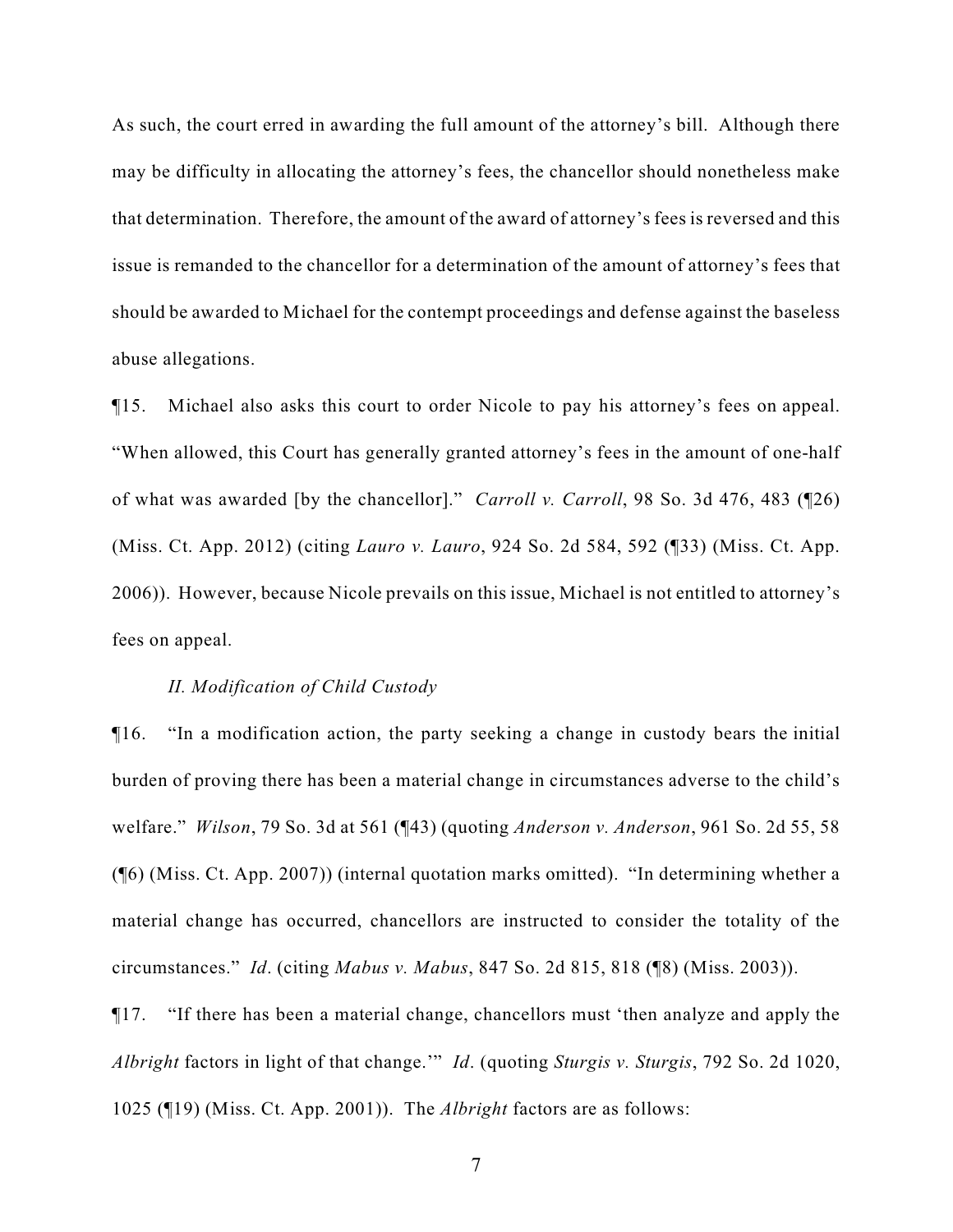As such, the court erred in awarding the full amount of the attorney's bill. Although there may be difficulty in allocating the attorney's fees, the chancellor should nonetheless make that determination. Therefore, the amount of the award of attorney's fees is reversed and this issue is remanded to the chancellor for a determination of the amount of attorney's fees that should be awarded to Michael for the contempt proceedings and defense against the baseless abuse allegations.

¶15. Michael also asks this court to order Nicole to pay his attorney's fees on appeal. "When allowed, this Court has generally granted attorney's fees in the amount of one-half of what was awarded [by the chancellor]." *Carroll v. Carroll*, 98 So. 3d 476, 483 (¶26) (Miss. Ct. App. 2012) (citing *Lauro v. Lauro*, 924 So. 2d 584, 592 (¶33) (Miss. Ct. App. 2006)). However, because Nicole prevails on this issue, Michael is not entitled to attorney's fees on appeal.

*II. Modification of Child Custody*

¶16. "In a modification action, the party seeking a change in custody bears the initial burden of proving there has been a material change in circumstances adverse to the child's welfare." *Wilson*, 79 So. 3d at 561 (¶43) (quoting *Anderson v. Anderson*, 961 So. 2d 55, 58 (¶6) (Miss. Ct. App. 2007)) (internal quotation marks omitted). "In determining whether a material change has occurred, chancellors are instructed to consider the totality of the circumstances." *Id*. (citing *Mabus v. Mabus*, 847 So. 2d 815, 818 (¶8) (Miss. 2003)).

¶17. "If there has been a material change, chancellors must 'then analyze and apply the *Albright* factors in light of that change.'" *Id*. (quoting *Sturgis v. Sturgis*, 792 So. 2d 1020, 1025 (¶19) (Miss. Ct. App. 2001)). The *Albright* factors are as follows: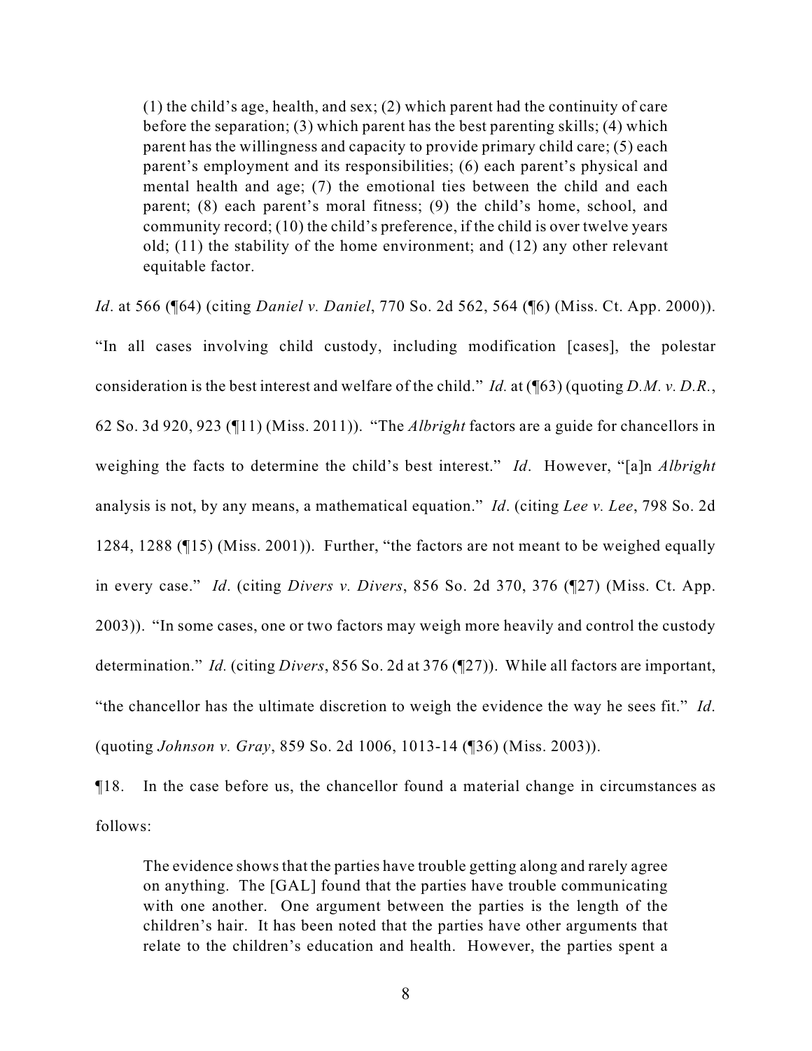> (1) the child's age, health, and sex; (2) which parent had the continuity of care before the separation; (3) which parent has the best parenting skills; (4) which parent has the willingness and capacity to provide primary child care; (5) each parent's employment and its responsibilities; (6) each parent's physical and mental health and age; (7) the emotional ties between the child and each parent; (8) each parent's moral fitness; (9) the child's home, school, and community record; (10) the child's preference, if the child is over twelve years old; (11) the stability of the home environment; and (12) any other relevant equitable factor.

*Id*. at 566 (¶64) (citing *Daniel v. Daniel*, 770 So. 2d 562, 564 (¶6) (Miss. Ct. App. 2000)). "In all cases involving child custody, including modification [cases], the polestar consideration is the best interest and welfare of the child." *Id.* at (¶63) (quoting *D.M. v. D.R.*, 62 So. 3d 920, 923 (¶11) (Miss. 2011)). "The *Albright* factors are a guide for chancellors in weighing the facts to determine the child's best interest." *Id*. However, "[a]n *Albright* analysis is not, by any means, a mathematical equation." *Id*. (citing *Lee v. Lee*, 798 So. 2d 1284, 1288 (¶15) (Miss. 2001)). Further, "the factors are not meant to be weighed equally in every case." *Id*. (citing *Divers v. Divers*, 856 So. 2d 370, 376 (¶27) (Miss. Ct. App. 2003)). "In some cases, one or two factors may weigh more heavily and control the custody determination." *Id.* (citing *Divers*, 856 So. 2d at 376 (¶27)). While all factors are important, "the chancellor has the ultimate discretion to weigh the evidence the way he sees fit." *Id*. (quoting *Johnson v. Gray*, 859 So. 2d 1006, 1013-14 (¶36) (Miss. 2003)).

¶18. In the case before us, the chancellor found a material change in circumstances as follows:

> The evidence shows that the parties have trouble getting along and rarely agree on anything. The [GAL] found that the parties have trouble communicating with one another. One argument between the parties is the length of the children's hair. It has been noted that the parties have other arguments that relate to the children's education and health. However, the parties spent a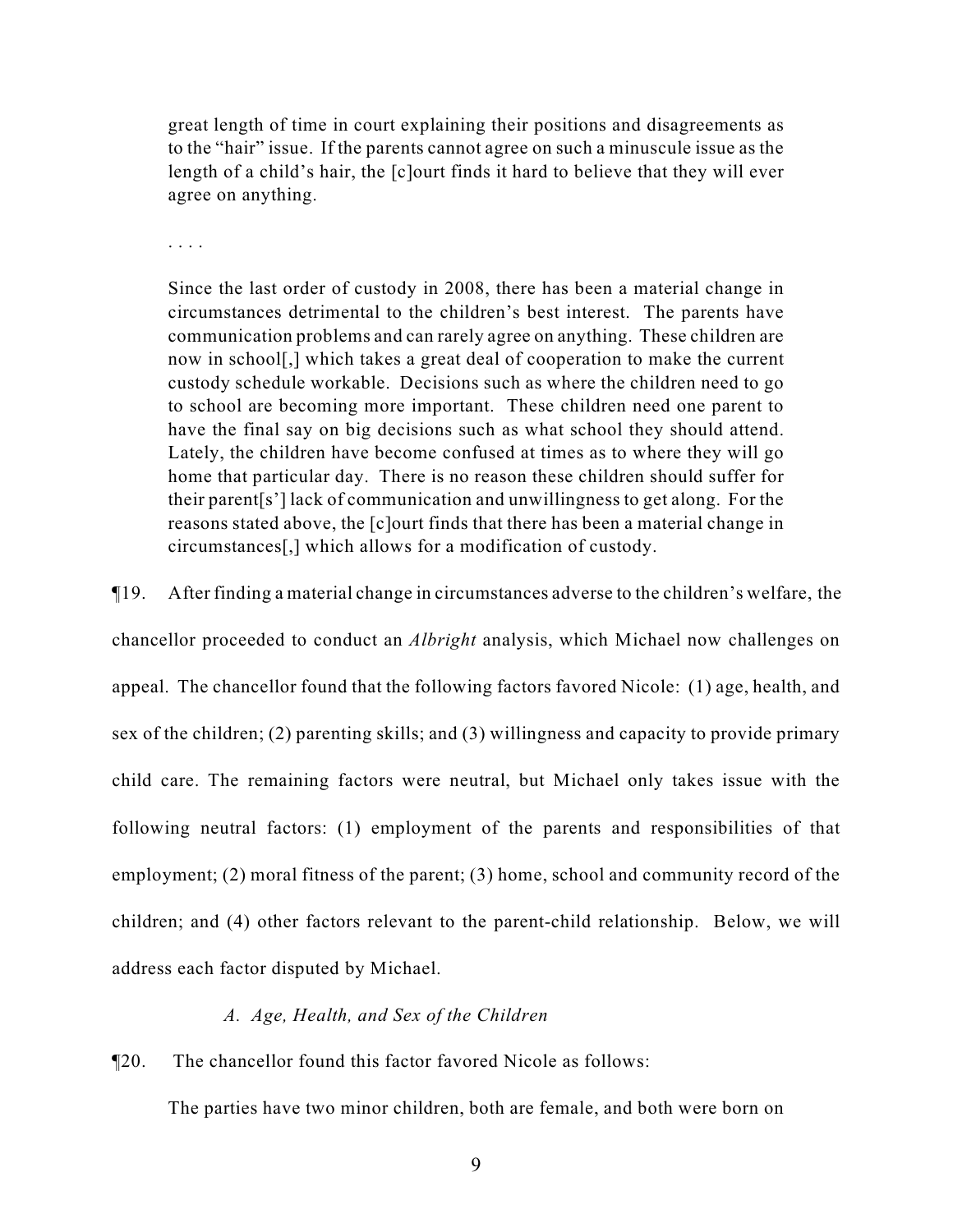> great length of time in court explaining their positions and disagreements as to the "hair" issue. If the parents cannot agree on such a minuscule issue as the length of a child's hair, the [c]ourt finds it hard to believe that they will ever agree on anything.
>
> . . . .
>
> Since the last order of custody in 2008, there has been a material change in circumstances detrimental to the children's best interest. The parents have communication problems and can rarely agree on anything. These children are now in school[,] which takes a great deal of cooperation to make the current custody schedule workable. Decisions such as where the children need to go to school are becoming more important. These children need one parent to have the final say on big decisions such as what school they should attend. Lately, the children have become confused at times as to where they will go home that particular day. There is no reason these children should suffer for their parent[s'] lack of communication and unwillingness to get along. For the reasons stated above, the [c]ourt finds that there has been a material change in circumstances[,] which allows for a modification of custody.

¶19. After finding a material change in circumstances adverse to the children's welfare, the chancellor proceeded to conduct an *Albright* analysis, which Michael now challenges on appeal. The chancellor found that the following factors favored Nicole: (1) age, health, and sex of the children; (2) parenting skills; and (3) willingness and capacity to provide primary child care. The remaining factors were neutral, but Michael only takes issue with the following neutral factors: (1) employment of the parents and responsibilities of that employment; (2) moral fitness of the parent; (3) home, school and community record of the children; and (4) other factors relevant to the parent-child relationship. Below, we will address each factor disputed by Michael.

*A. Age, Health, and Sex of the Children*

¶20. The chancellor found this factor favored Nicole as follows:

> The parties have two minor children, both are female, and both were born on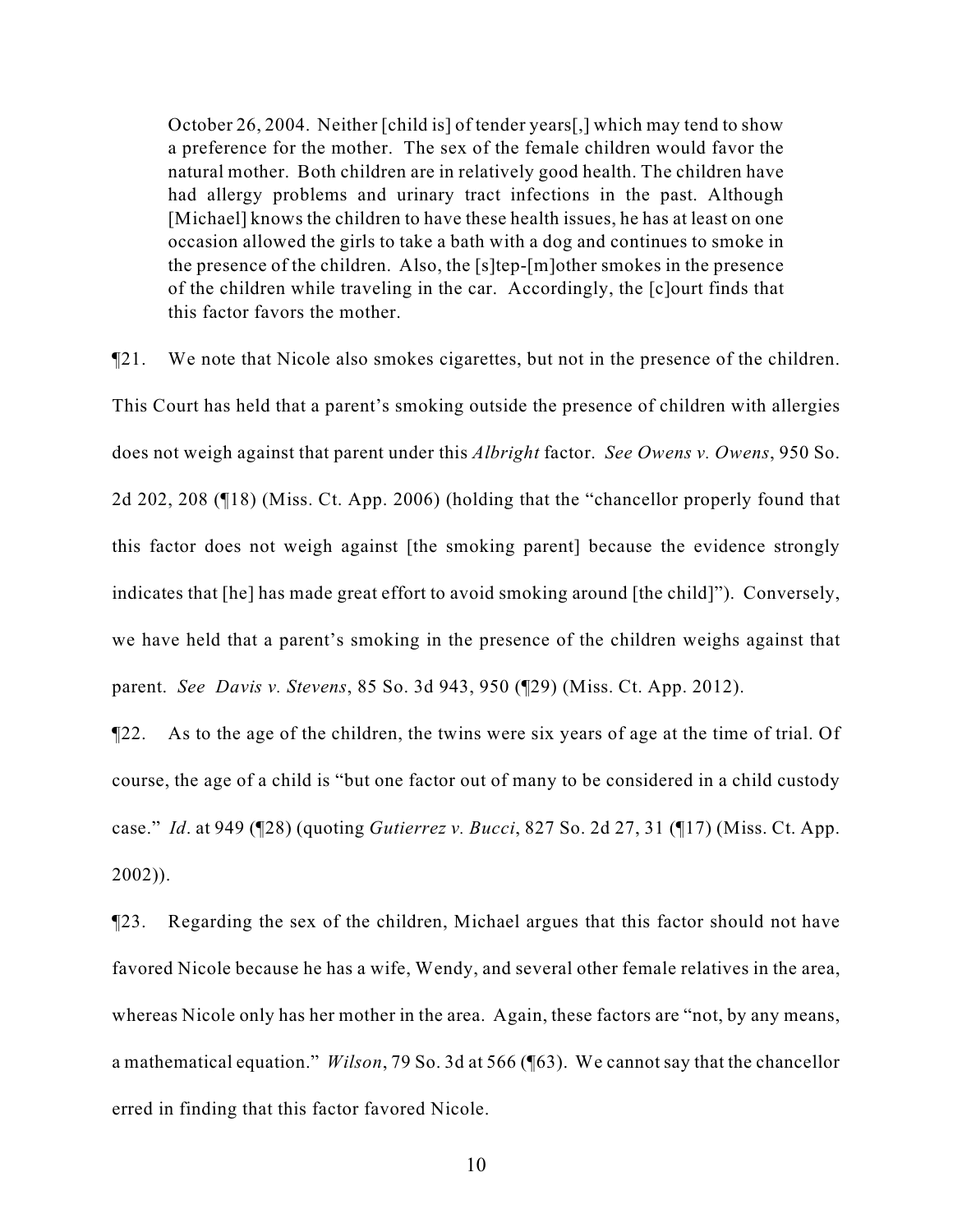> October 26, 2004. Neither [child is] of tender years[,] which may tend to show a preference for the mother. The sex of the female children would favor the natural mother. Both children are in relatively good health. The children have had allergy problems and urinary tract infections in the past. Although [Michael] knows the children to have these health issues, he has at least on one occasion allowed the girls to take a bath with a dog and continues to smoke in the presence of the children. Also, the [s]tep-[m]other smokes in the presence of the children while traveling in the car. Accordingly, the [c]ourt finds that this factor favors the mother.

¶21. We note that Nicole also smokes cigarettes, but not in the presence of the children. This Court has held that a parent's smoking outside the presence of children with allergies does not weigh against that parent under this *Albright* factor. *See Owens v. Owens*, 950 So. 2d 202, 208 (¶18) (Miss. Ct. App. 2006) (holding that the "chancellor properly found that this factor does not weigh against [the smoking parent] because the evidence strongly indicates that [he] has made great effort to avoid smoking around [the child]"). Conversely, we have held that a parent's smoking in the presence of the children weighs against that parent. *See Davis v. Stevens*, 85 So. 3d 943, 950 (¶29) (Miss. Ct. App. 2012).

¶22. As to the age of the children, the twins were six years of age at the time of trial. Of course, the age of a child is "but one factor out of many to be considered in a child custody case." *Id*. at 949 (¶28) (quoting *Gutierrez v. Bucci*, 827 So. 2d 27, 31 (¶17) (Miss. Ct. App. 2002)).

¶23. Regarding the sex of the children, Michael argues that this factor should not have favored Nicole because he has a wife, Wendy, and several other female relatives in the area, whereas Nicole only has her mother in the area. Again, these factors are "not, by any means, a mathematical equation." *Wilson*, 79 So. 3d at 566 (¶63). We cannot say that the chancellor erred in finding that this factor favored Nicole.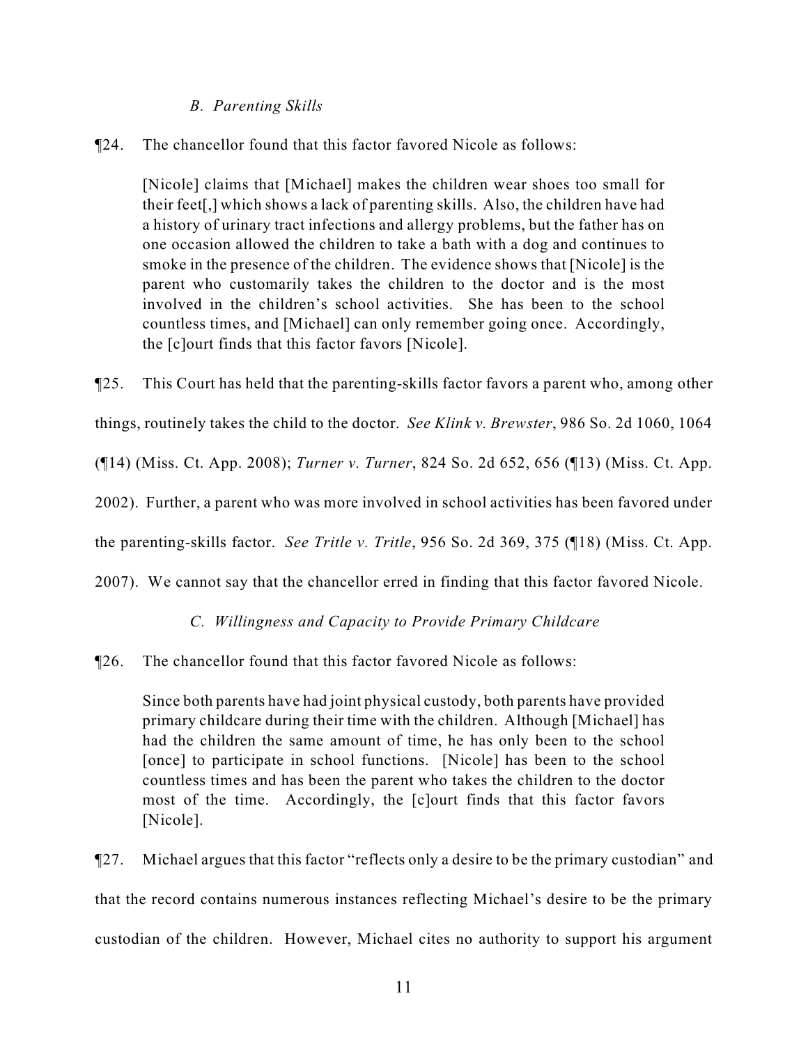### *B. Parenting Skills*

¶24. The chancellor found that this factor favored Nicole as follows:

> [Nicole] claims that [Michael] makes the children wear shoes too small for their feet[,] which shows a lack of parenting skills. Also, the children have had a history of urinary tract infections and allergy problems, but the father has on one occasion allowed the children to take a bath with a dog and continues to smoke in the presence of the children. The evidence shows that [Nicole] is the parent who customarily takes the children to the doctor and is the most involved in the children's school activities. She has been to the school countless times, and [Michael] can only remember going once. Accordingly, the [c]ourt finds that this factor favors [Nicole].

¶25. This Court has held that the parenting-skills factor favors a parent who, among other things, routinely takes the child to the doctor. *See Klink v. Brewster*, 986 So. 2d 1060, 1064 (¶14) (Miss. Ct. App. 2008); *Turner v. Turner*, 824 So. 2d 652, 656 (¶13) (Miss. Ct. App. 2002). Further, a parent who was more involved in school activities has been favored under the parenting-skills factor. *See Tritle v. Tritle*, 956 So. 2d 369, 375 (¶18) (Miss. Ct. App. 2007). We cannot say that the chancellor erred in finding that this factor favored Nicole.

### *C. Willingness and Capacity to Provide Primary Childcare*

¶26. The chancellor found that this factor favored Nicole as follows:

> Since both parents have had joint physical custody, both parents have provided primary childcare during their time with the children. Although [Michael] has had the children the same amount of time, he has only been to the school [once] to participate in school functions. [Nicole] has been to the school countless times and has been the parent who takes the children to the doctor most of the time. Accordingly, the [c]ourt finds that this factor favors [Nicole].

¶27. Michael argues that this factor "reflects only a desire to be the primary custodian" and that the record contains numerous instances reflecting Michael's desire to be the primary custodian of the children. However, Michael cites no authority to support his argument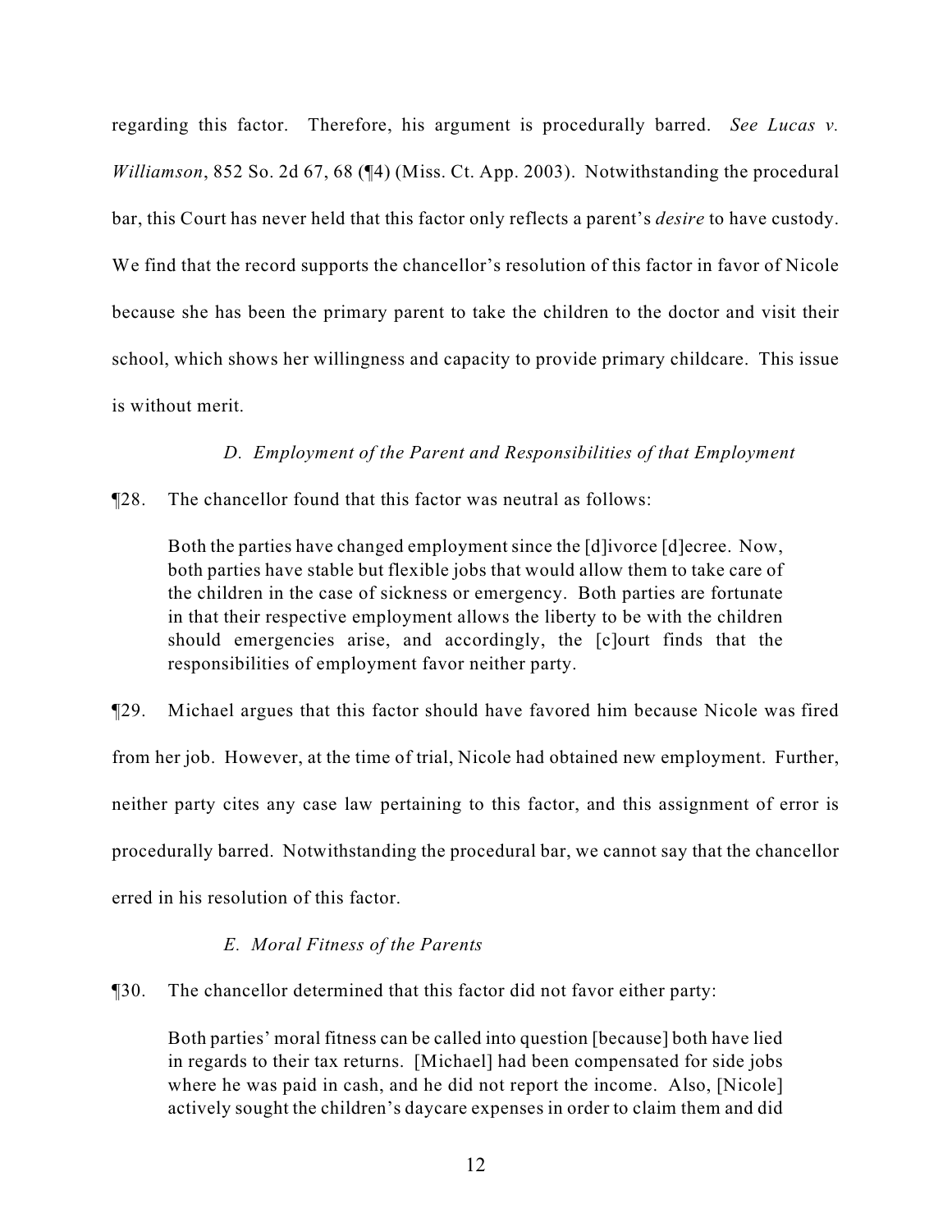regarding this factor. Therefore, his argument is procedurally barred. *See Lucas v. Williamson*, 852 So. 2d 67, 68 (¶4) (Miss. Ct. App. 2003). Notwithstanding the procedural bar, this Court has never held that this factor only reflects a parent's *desire* to have custody. We find that the record supports the chancellor's resolution of this factor in favor of Nicole because she has been the primary parent to take the children to the doctor and visit their school, which shows her willingness and capacity to provide primary childcare. This issue is without merit.

*D. Employment of the Parent and Responsibilities of that Employment*

¶28. The chancellor found that this factor was neutral as follows:

> Both the parties have changed employment since the [d]ivorce [d]ecree. Now, both parties have stable but flexible jobs that would allow them to take care of the children in the case of sickness or emergency. Both parties are fortunate in that their respective employment allows the liberty to be with the children should emergencies arise, and accordingly, the [c]ourt finds that the responsibilities of employment favor neither party.

¶29. Michael argues that this factor should have favored him because Nicole was fired from her job. However, at the time of trial, Nicole had obtained new employment. Further, neither party cites any case law pertaining to this factor, and this assignment of error is procedurally barred. Notwithstanding the procedural bar, we cannot say that the chancellor erred in his resolution of this factor.

*E. Moral Fitness of the Parents*

¶30. The chancellor determined that this factor did not favor either party:

> Both parties' moral fitness can be called into question [because] both have lied in regards to their tax returns. [Michael] had been compensated for side jobs where he was paid in cash, and he did not report the income. Also, [Nicole] actively sought the children's daycare expenses in order to claim them and did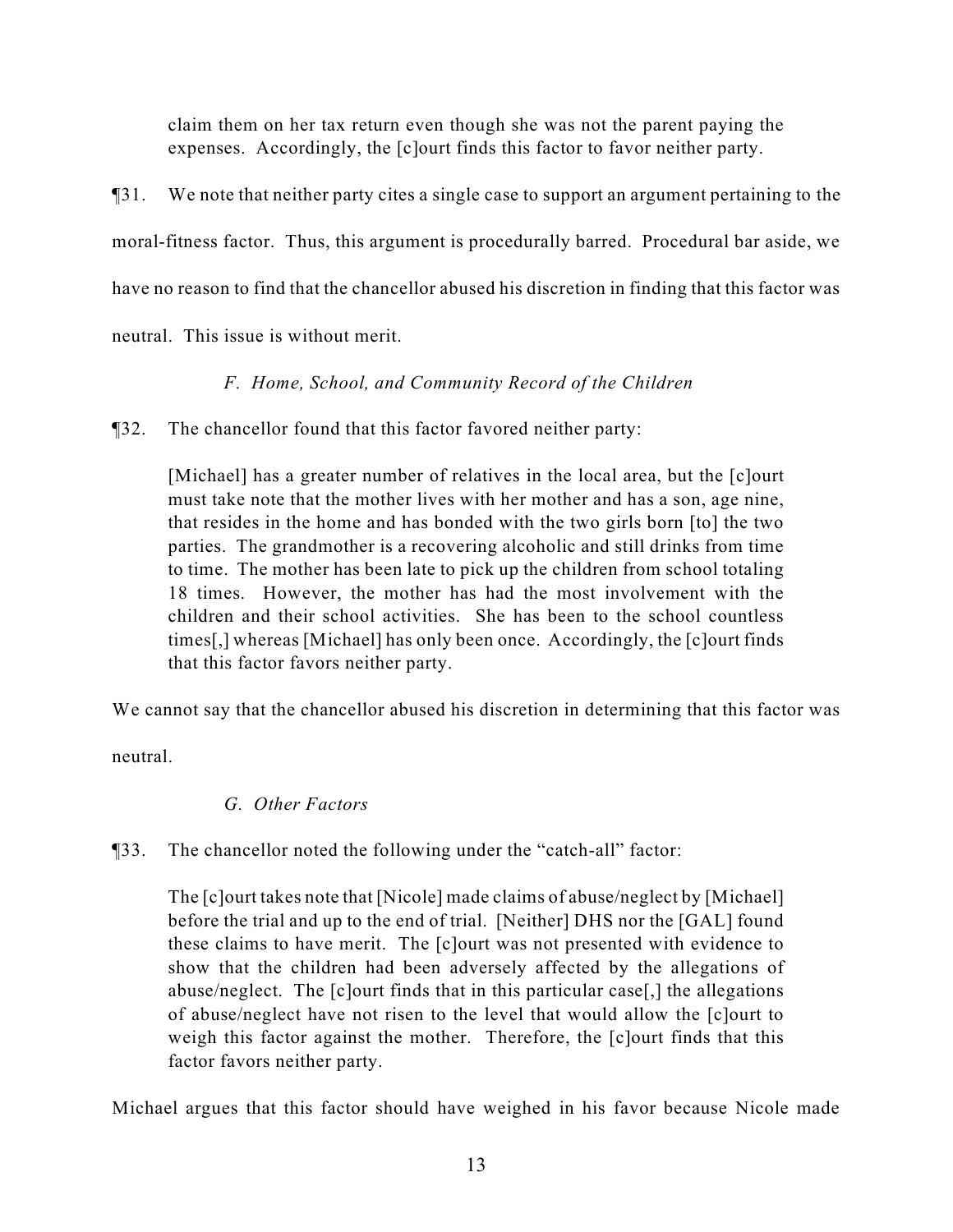> claim them on her tax return even though she was not the parent paying the expenses. Accordingly, the [c]ourt finds this factor to favor neither party.

¶31. We note that neither party cites a single case to support an argument pertaining to the moral-fitness factor. Thus, this argument is procedurally barred. Procedural bar aside, we have no reason to find that the chancellor abused his discretion in finding that this factor was neutral. This issue is without merit.

### *F. Home, School, and Community Record of the Children*

¶32. The chancellor found that this factor favored neither party:

> [Michael] has a greater number of relatives in the local area, but the [c]ourt must take note that the mother lives with her mother and has a son, age nine, that resides in the home and has bonded with the two girls born [to] the two parties. The grandmother is a recovering alcoholic and still drinks from time to time. The mother has been late to pick up the children from school totaling 18 times. However, the mother has had the most involvement with the children and their school activities. She has been to the school countless times[,] whereas [Michael] has only been once. Accordingly, the [c]ourt finds that this factor favors neither party.

We cannot say that the chancellor abused his discretion in determining that this factor was neutral.

### *G. Other Factors*

¶33. The chancellor noted the following under the "catch-all" factor:

> The [c]ourt takes note that [Nicole] made claims of abuse/neglect by [Michael] before the trial and up to the end of trial. [Neither] DHS nor the [GAL] found these claims to have merit. The [c]ourt was not presented with evidence to show that the children had been adversely affected by the allegations of abuse/neglect. The [c]ourt finds that in this particular case[,] the allegations of abuse/neglect have not risen to the level that would allow the [c]ourt to weigh this factor against the mother. Therefore, the [c]ourt finds that this factor favors neither party.

Michael argues that this factor should have weighed in his favor because Nicole made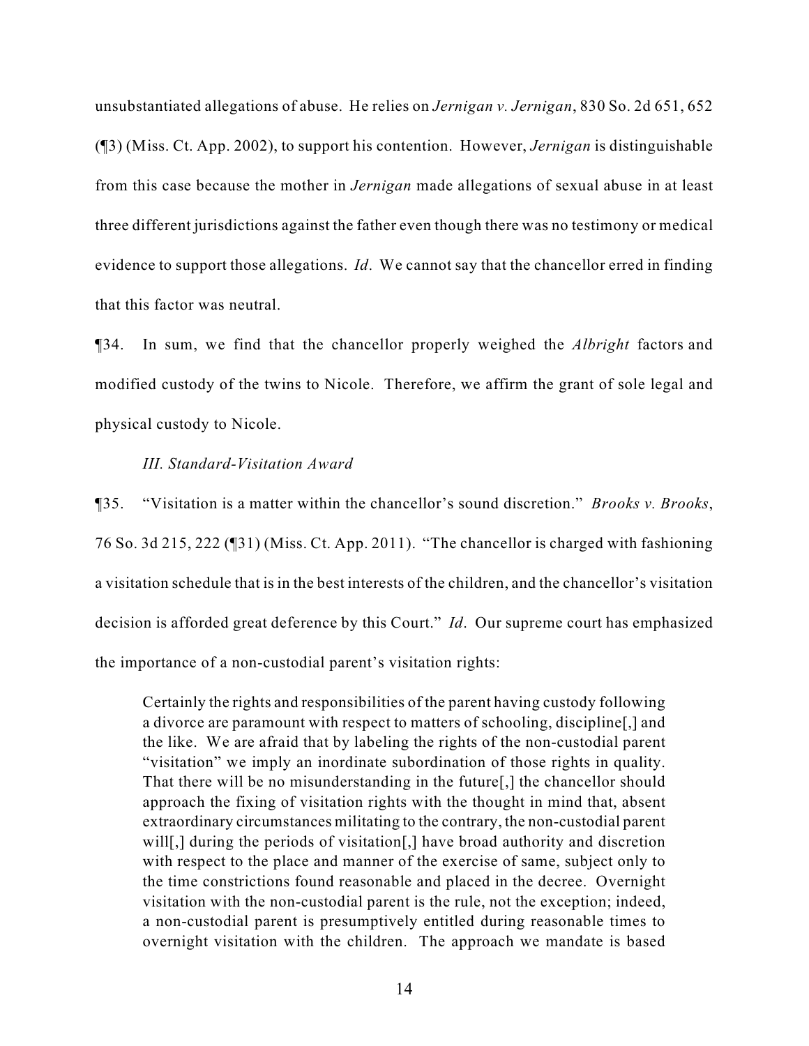unsubstantiated allegations of abuse. He relies on *Jernigan v. Jernigan*, 830 So. 2d 651, 652 (¶3) (Miss. Ct. App. 2002), to support his contention. However, *Jernigan* is distinguishable from this case because the mother in *Jernigan* made allegations of sexual abuse in at least three different jurisdictions against the father even though there was no testimony or medical evidence to support those allegations. *Id*. We cannot say that the chancellor erred in finding that this factor was neutral.

¶34. In sum, we find that the chancellor properly weighed the *Albright* factors and modified custody of the twins to Nicole. Therefore, we affirm the grant of sole legal and physical custody to Nicole.

*III. Standard-Visitation Award*

¶35. "Visitation is a matter within the chancellor's sound discretion." *Brooks v. Brooks*, 76 So. 3d 215, 222 (¶31) (Miss. Ct. App. 2011). "The chancellor is charged with fashioning a visitation schedule that is in the best interests of the children, and the chancellor's visitation decision is afforded great deference by this Court." *Id*. Our supreme court has emphasized the importance of a non-custodial parent's visitation rights:

> Certainly the rights and responsibilities of the parent having custody following a divorce are paramount with respect to matters of schooling, discipline[,] and the like. We are afraid that by labeling the rights of the non-custodial parent "visitation" we imply an inordinate subordination of those rights in quality. That there will be no misunderstanding in the future[,] the chancellor should approach the fixing of visitation rights with the thought in mind that, absent extraordinary circumstances militating to the contrary, the non-custodial parent will[,] during the periods of visitation[,] have broad authority and discretion with respect to the place and manner of the exercise of same, subject only to the time constrictions found reasonable and placed in the decree. Overnight visitation with the non-custodial parent is the rule, not the exception; indeed, a non-custodial parent is presumptively entitled during reasonable times to overnight visitation with the children. The approach we mandate is based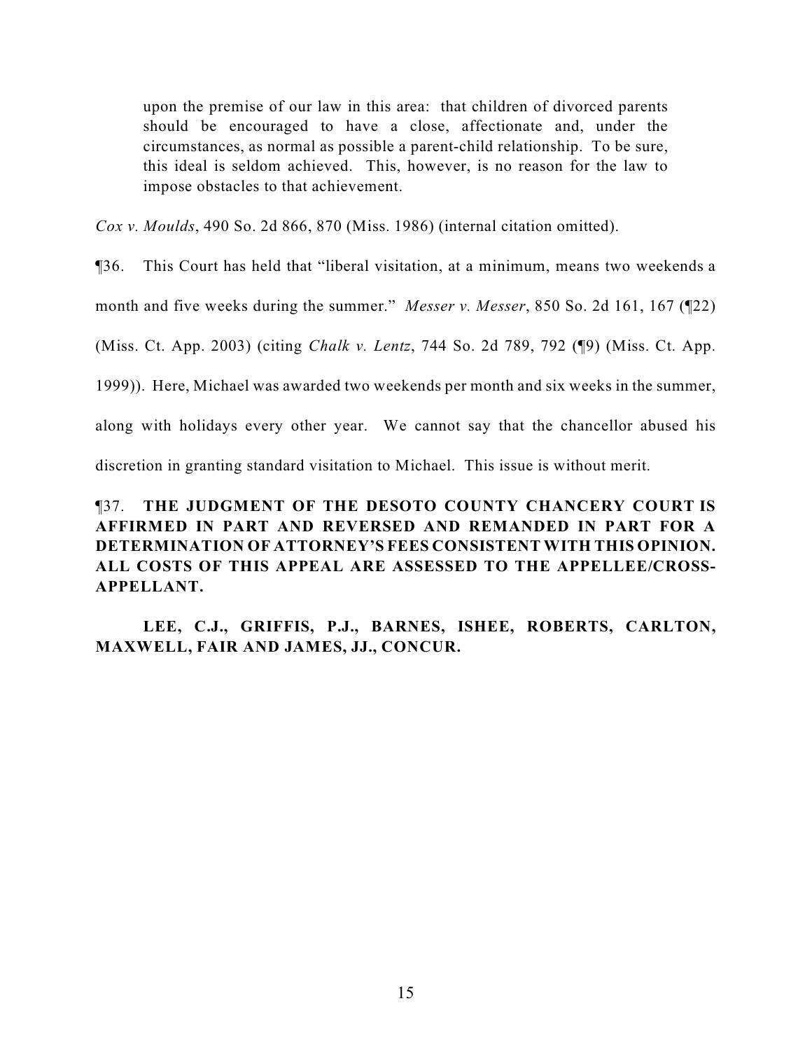> upon the premise of our law in this area: that children of divorced parents should be encouraged to have a close, affectionate and, under the circumstances, as normal as possible a parent-child relationship. To be sure, this ideal is seldom achieved. This, however, is no reason for the law to impose obstacles to that achievement.

*Cox v. Moulds*, 490 So. 2d 866, 870 (Miss. 1986) (internal citation omitted).

¶36. This Court has held that "liberal visitation, at a minimum, means two weekends a month and five weeks during the summer." *Messer v. Messer*, 850 So. 2d 161, 167 (¶22) (Miss. Ct. App. 2003) (citing *Chalk v. Lentz*, 744 So. 2d 789, 792 (¶9) (Miss. Ct. App. 1999)). Here, Michael was awarded two weekends per month and six weeks in the summer, along with holidays every other year. We cannot say that the chancellor abused his discretion in granting standard visitation to Michael. This issue is without merit.

¶37. **THE JUDGMENT OF THE DESOTO COUNTY CHANCERY COURT IS AFFIRMED IN PART AND REVERSED AND REMANDED IN PART FOR A DETERMINATION OF ATTORNEY'S FEES CONSISTENT WITH THIS OPINION. ALL COSTS OF THIS APPEAL ARE ASSESSED TO THE APPELLEE/CROSS-APPELLANT.**

**LEE, C.J., GRIFFIS, P.J., BARNES, ISHEE, ROBERTS, CARLTON, MAXWELL, FAIR AND JAMES, JJ., CONCUR.**